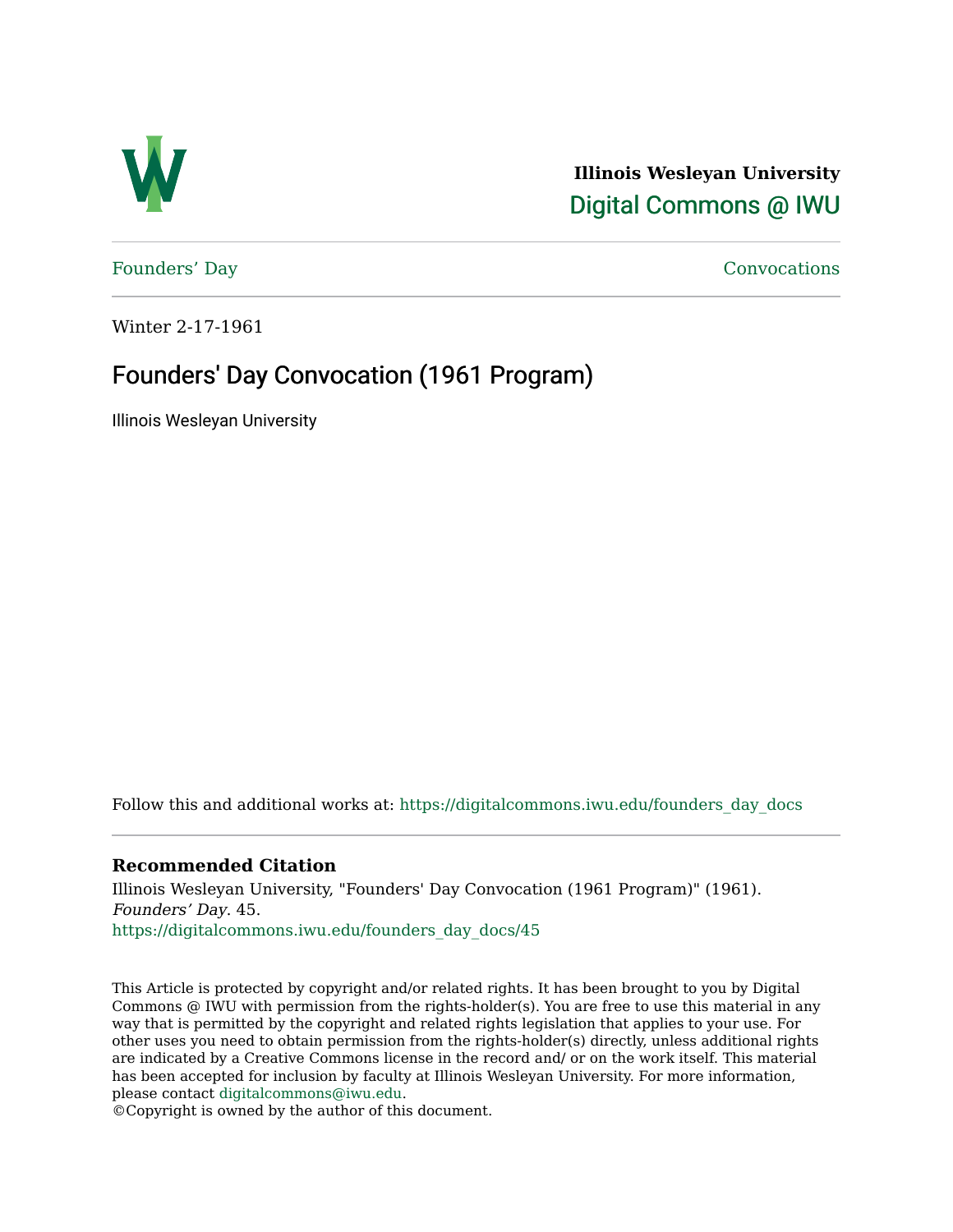**Illinois Wesleyan University**
Digital Commons @ IWU

Founders' Day | Convocations

Winter 2-17-1961

# Founders' Day Convocation (1961 Program)

Illinois Wesleyan University

Follow this and additional works at: https://digitalcommons.iwu.edu/founders_day_docs

### Recommended Citation

Illinois Wesleyan University, "Founders' Day Convocation (1961 Program)" (1961). *Founders' Day*. 45.
https://digitalcommons.iwu.edu/founders_day_docs/45

This Article is protected by copyright and/or related rights. It has been brought to you by Digital Commons @ IWU with permission from the rights-holder(s). You are free to use this material in any way that is permitted by the copyright and related rights legislation that applies to your use. For other uses you need to obtain permission from the rights-holder(s) directly, unless additional rights are indicated by a Creative Commons license in the record and/ or on the work itself. This material has been accepted for inclusion by faculty at Illinois Wesleyan University. For more information, please contact digitalcommons@iwu.edu.
©Copyright is owned by the author of this document.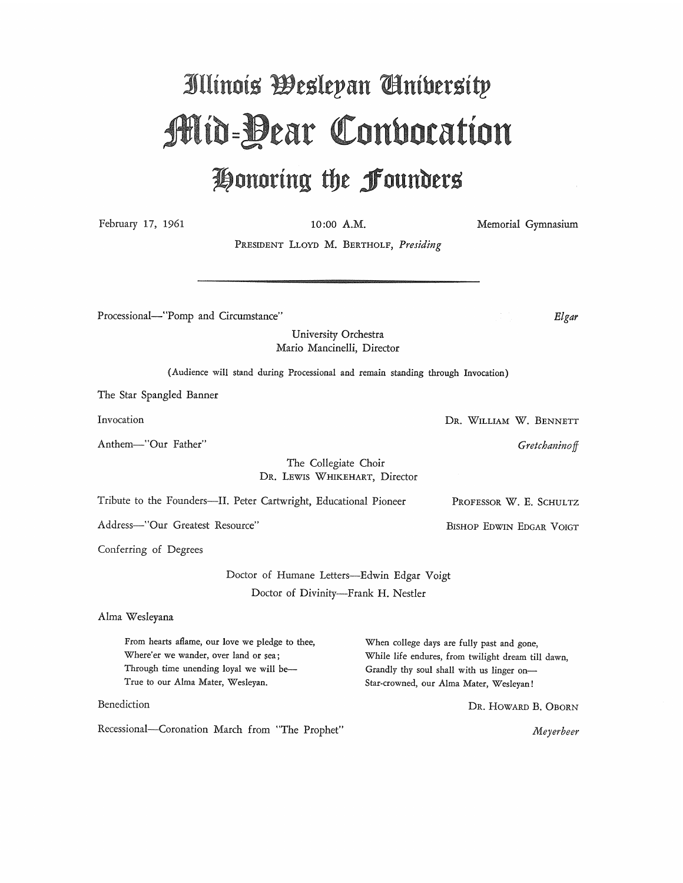# Illinois Wesleyan University

# Mid-Year Convocation

## Honoring the Founders

February 17, 1961 — 10:00 A.M. — Memorial Gymnasium

PRESIDENT LLOYD M. BERTHOLF, *Presiding*

---

Processional—"Pomp and Circumstance" — *Elgar*

University Orchestra
Mario Mancinelli, Director

(Audience will stand during Processional and remain standing through Invocation)

The Star Spangled Banner

Invocation — DR. WILLIAM W. BENNETT

Anthem—"Our Father" — *Gretchaninoff*

The Collegiate Choir
DR. LEWIS WHIKEHART, Director

Tribute to the Founders—II. Peter Cartwright, Educational Pioneer — PROFESSOR W. E. SCHULTZ

Address—"Our Greatest Resource" — BISHOP EDWIN EDGAR VOIGT

Conferring of Degrees

Doctor of Humane Letters—Edwin Edgar Voigt
Doctor of Divinity—Frank H. Nestler

Alma Wesleyana

From hearts aflame, our love we pledge to thee,
Where'er we wander, over land or sea;
Through time unending loyal we will be—
True to our Alma Mater, Wesleyan.

When college days are fully past and gone,
While life endures, from twilight dream till dawn,
Grandly thy soul shall with us linger on—
Star-crowned, our Alma Mater, Wesleyan!

Benediction — DR. HOWARD B. OBORN

Recessional—Coronation March from "The Prophet" — *Meyerbeer*